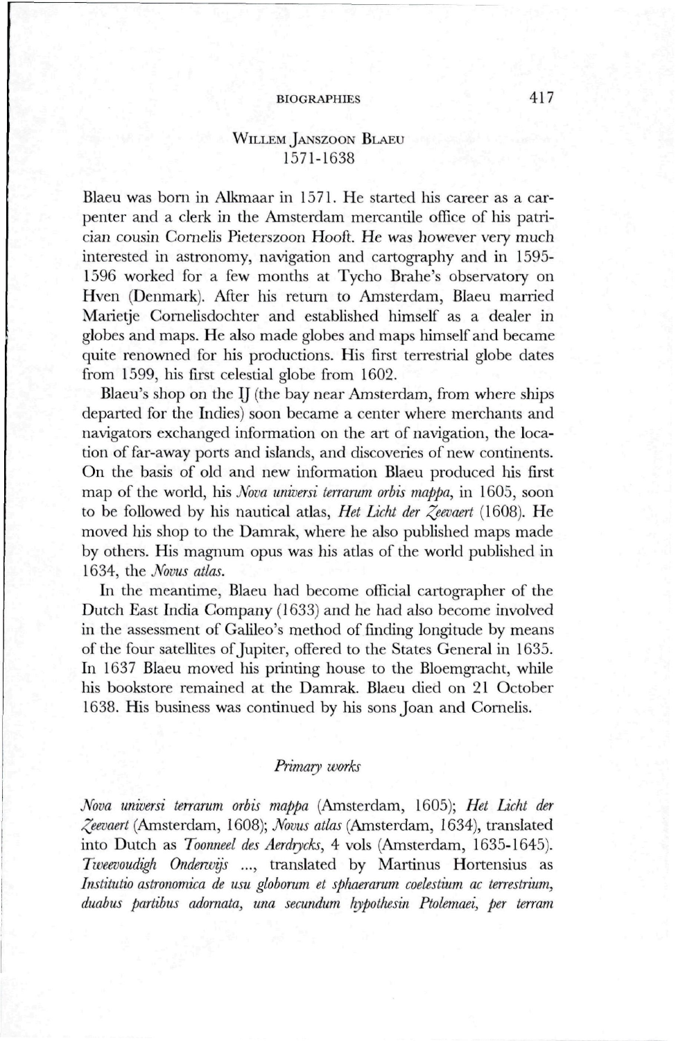## Willem Janszoon Blaeu
### 1571-1638

Blaeu was born in Alkmaar in 1571. He started his career as a carpenter and a clerk in the Amsterdam mercantile office of his patrician cousin Cornelis Pieterszoon Hooft. He was however very much interested in astronomy, navigation and cartography and in 1595-1596 worked for a few months at Tycho Brahe's observatory on Hven (Denmark). After his return to Amsterdam, Blaeu married Marietje Cornelisdochter and established himself as a dealer in globes and maps. He also made globes and maps himself and became quite renowned for his productions. His first terrestrial globe dates from 1599, his first celestial globe from 1602.

Blaeu's shop on the IJ (the bay near Amsterdam, from where ships departed for the Indies) soon became a center where merchants and navigators exchanged information on the art of navigation, the location of far-away ports and islands, and discoveries of new continents. On the basis of old and new information Blaeu produced his first map of the world, his *Nova universi terrarum orbis mappa*, in 1605, soon to be followed by his nautical atlas, *Het Licht der Zeevaert* (1608). He moved his shop to the Damrak, where he also published maps made by others. His magnum opus was his atlas of the world published in 1634, the *Novus atlas*.

In the meantime, Blaeu had become official cartographer of the Dutch East India Company (1633) and he had also become involved in the assessment of Galileo's method of finding longitude by means of the four satellites of Jupiter, offered to the States General in 1635. In 1637 Blaeu moved his printing house to the Bloemgracht, while his bookstore remained at the Damrak. Blaeu died on 21 October 1638. His business was continued by his sons Joan and Cornelis.

### *Primary works*

*Nova universi terrarum orbis mappa* (Amsterdam, 1605); *Het Licht der Zeevaert* (Amsterdam, 1608); *Novus atlas* (Amsterdam, 1634), translated into Dutch as *Toonneel des Aerdrycks*, 4 vols (Amsterdam, 1635-1645). *Tweevoudigh Onderwijs* ..., translated by Martinus Hortensius as *Institutio astronomica de usu globorum et sphaerarum coelestium ac terrestrium, duabus partibus adornata, una secundum hypothesin Ptolemaei, per terram*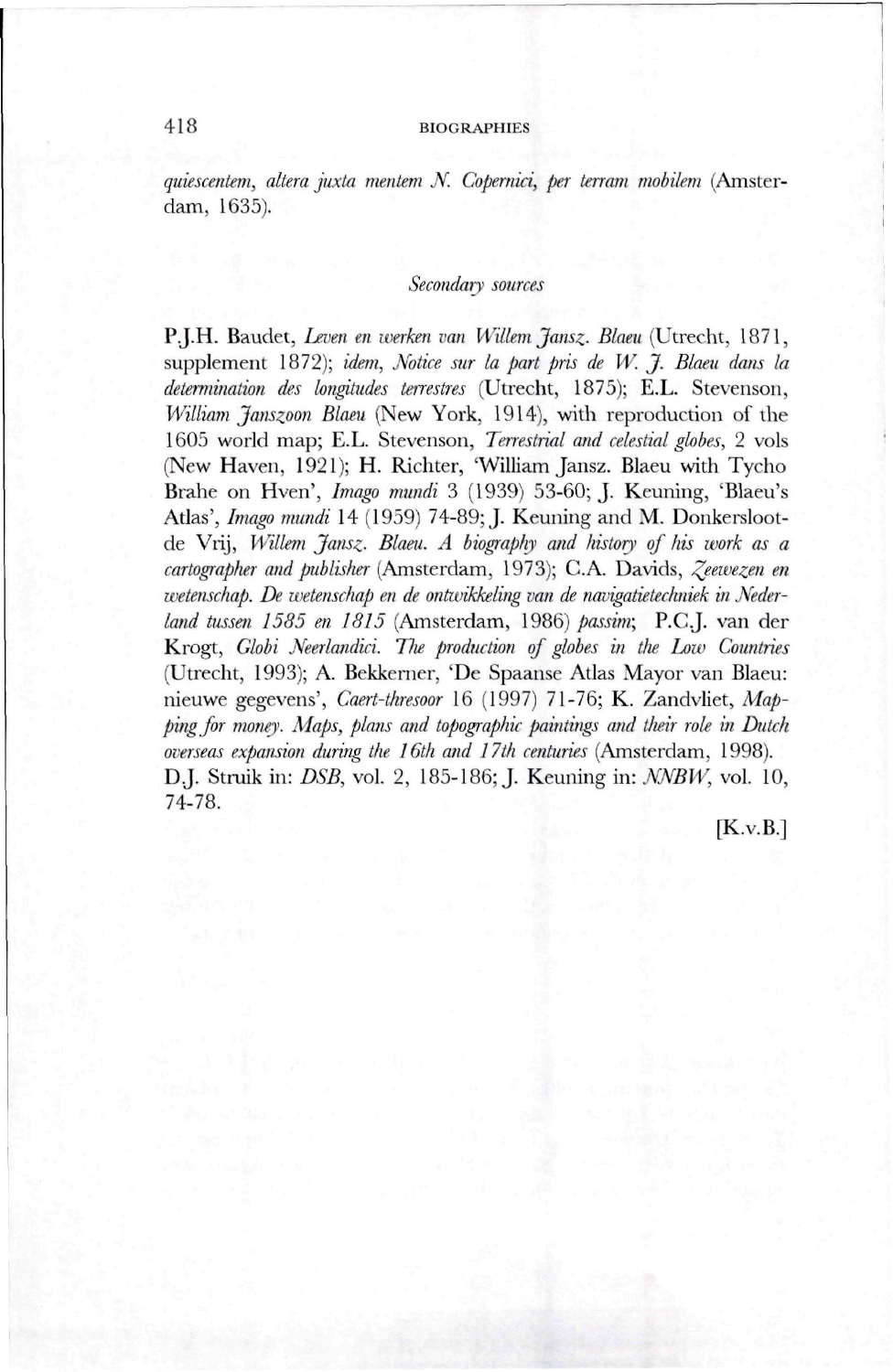*quiescentem, altera juxta mentem N. Copernici, per terram mobilem* (Amsterdam, 1635).

*Secondary sources*

P.J.H. Baudet, *Leven en werken van Willem Jansz. Blaeu* (Utrecht, 1871, supplement 1872); *idem*, *Notice sur la part pris de W. J. Blaeu dans la determination des longitudes terrestres* (Utrecht, 1875); E.L. Stevenson, *William Janszoon Blaeu* (New York, 1914), with reproduction of the 1605 world map; E.L. Stevenson, *Terrestrial and celestial globes*, 2 vols (New Haven, 1921); H. Richter, 'William Jansz. Blaeu with Tycho Brahe on Hven', *Imago mundi* 3 (1939) 53-60; J. Keuning, 'Blaeu's Atlas', *Imago mundi* 14 (1959) 74-89; J. Keuning and M. Donkersloot-de Vrij, *Willem Jansz. Blaeu. A biography and history of his work as a cartographer and publisher* (Amsterdam, 1973); C.A. Davids, *Zeewezen en wetenschap. De wetenschap en de ontwikkeling van de navigatietechniek in Nederland tussen 1585 en 1815* (Amsterdam, 1986) *passim*; P.C.J. van der Krogt, *Globi Neerlandici. The production of globes in the Low Countries* (Utrecht, 1993); A. Bekkerner, 'De Spaanse Atlas Mayor van Blaeu: nieuwe gegevens', *Caert-thresoor* 16 (1997) 71-76; K. Zandvliet, *Mapping for money. Maps, plans and topographic paintings and their role in Dutch overseas expansion during the 16th and 17th centuries* (Amsterdam, 1998).
D.J. Struik in: *DSB*, vol. 2, 185-186; J. Keuning in: *NNBW*, vol. 10, 74-78.

[K.v.B.]